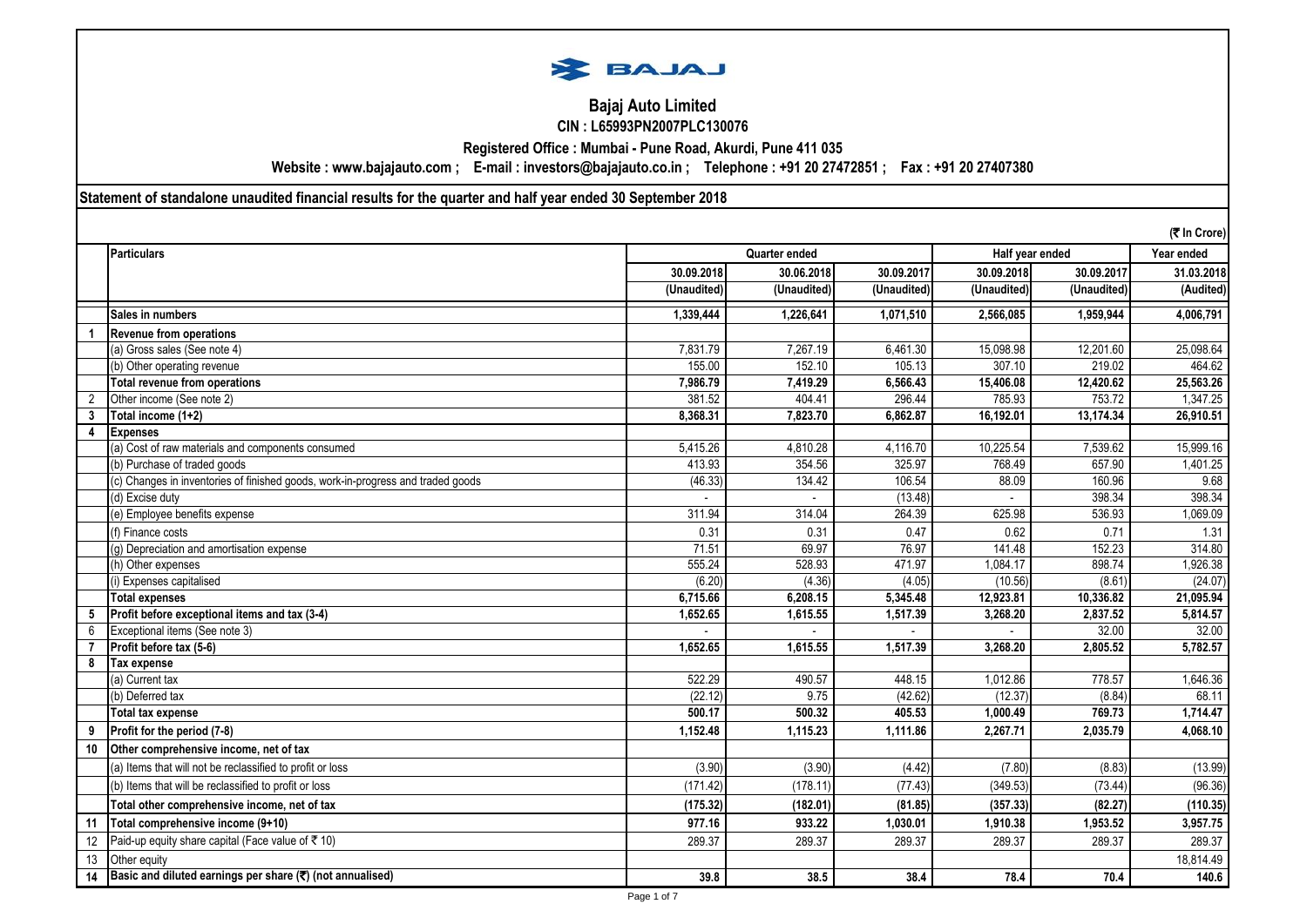# Bajaj Auto Limited

**CIN : L65993PN2007PLC130076**

**Registered Office : Mumbai - Pune Road, Akurdi, Pune 411 035**

**Website : www.bajajauto.com ; E-mail : investors@bajajauto.co.in ; Telephone : +91 20 27472851 ; Fax : +91 20 27407380**

**Statement of standalone unaudited financial results for the quarter and half year ended 30 September 2018**

(₹ In Crore)

| | Particulars | Quarter ended | | | Half year ended | | Year ended |
|---|---|---|---|---|---|---|---|
| | | 30.09.2018 | 30.06.2018 | 30.09.2017 | 30.09.2018 | 30.09.2017 | 31.03.2018 |
| | | (Unaudited) | (Unaudited) | (Unaudited) | (Unaudited) | (Unaudited) | (Audited) |
| | **Sales in numbers** | **1,339,444** | **1,226,641** | **1,071,510** | **2,566,085** | **1,959,944** | **4,006,791** |
| **1** | **Revenue from operations** | | | | | | |
| | (a) Gross sales (See note 4) | 7,831.79 | 7,267.19 | 6,461.30 | 15,098.98 | 12,201.60 | 25,098.64 |
| | (b) Other operating revenue | 155.00 | 152.10 | 105.13 | 307.10 | 219.02 | 464.62 |
| | **Total revenue from operations** | **7,986.79** | **7,419.29** | **6,566.43** | **15,406.08** | **12,420.62** | **25,563.26** |
| 2 | Other income (See note 2) | 381.52 | 404.41 | 296.44 | 785.93 | 753.72 | 1,347.25 |
| **3** | **Total income (1+2)** | **8,368.31** | **7,823.70** | **6,862.87** | **16,192.01** | **13,174.34** | **26,910.51** |
| **4** | **Expenses** | | | | | | |
| | (a) Cost of raw materials and components consumed | 5,415.26 | 4,810.28 | 4,116.70 | 10,225.54 | 7,539.62 | 15,999.16 |
| | (b) Purchase of traded goods | 413.93 | 354.56 | 325.97 | 768.49 | 657.90 | 1,401.25 |
| | (c) Changes in inventories of finished goods, work-in-progress and traded goods | (46.33) | 134.42 | 106.54 | 88.09 | 160.96 | 9.68 |
| | (d) Excise duty | - | - | (13.48) | - | 398.34 | 398.34 |
| | (e) Employee benefits expense | 311.94 | 314.04 | 264.39 | 625.98 | 536.93 | 1,069.09 |
| | (f) Finance costs | 0.31 | 0.31 | 0.47 | 0.62 | 0.71 | 1.31 |
| | (g) Depreciation and amortisation expense | 71.51 | 69.97 | 76.97 | 141.48 | 152.23 | 314.80 |
| | (h) Other expenses | 555.24 | 528.93 | 471.97 | 1,084.17 | 898.74 | 1,926.38 |
| | (i) Expenses capitalised | (6.20) | (4.36) | (4.05) | (10.56) | (8.61) | (24.07) |
| | **Total expenses** | **6,715.66** | **6,208.15** | **5,345.48** | **12,923.81** | **10,336.82** | **21,095.94** |
| **5** | **Profit before exceptional items and tax (3-4)** | **1,652.65** | **1,615.55** | **1,517.39** | **3,268.20** | **2,837.52** | **5,814.57** |
| 6 | Exceptional items (See note 3) | - | - | - | - | 32.00 | 32.00 |
| **7** | **Profit before tax (5-6)** | **1,652.65** | **1,615.55** | **1,517.39** | **3,268.20** | **2,805.52** | **5,782.57** |
| **8** | **Tax expense** | | | | | | |
| | (a) Current tax | 522.29 | 490.57 | 448.15 | 1,012.86 | 778.57 | 1,646.36 |
| | (b) Deferred tax | (22.12) | 9.75 | (42.62) | (12.37) | (8.84) | 68.11 |
| | **Total tax expense** | **500.17** | **500.32** | **405.53** | **1,000.49** | **769.73** | **1,714.47** |
| **9** | **Profit for the period (7-8)** | **1,152.48** | **1,115.23** | **1,111.86** | **2,267.71** | **2,035.79** | **4,068.10** |
| **10** | **Other comprehensive income, net of tax** | | | | | | |
| | (a) Items that will not be reclassified to profit or loss | (3.90) | (3.90) | (4.42) | (7.80) | (8.83) | (13.99) |
| | (b) Items that will be reclassified to profit or loss | (171.42) | (178.11) | (77.43) | (349.53) | (73.44) | (96.36) |
| | **Total other comprehensive income, net of tax** | **(175.32)** | **(182.01)** | **(81.85)** | **(357.33)** | **(82.27)** | **(110.35)** |
| **11** | **Total comprehensive income (9+10)** | **977.16** | **933.22** | **1,030.01** | **1,910.38** | **1,953.52** | **3,957.75** |
| 12 | Paid-up equity share capital (Face value of ₹ 10) | 289.37 | 289.37 | 289.37 | 289.37 | 289.37 | 289.37 |
| 13 | Other equity | | | | | | 18,814.49 |
| **14** | **Basic and diluted earnings per share (₹) (not annualised)** | **39.8** | **38.5** | **38.4** | **78.4** | **70.4** | **140.6** |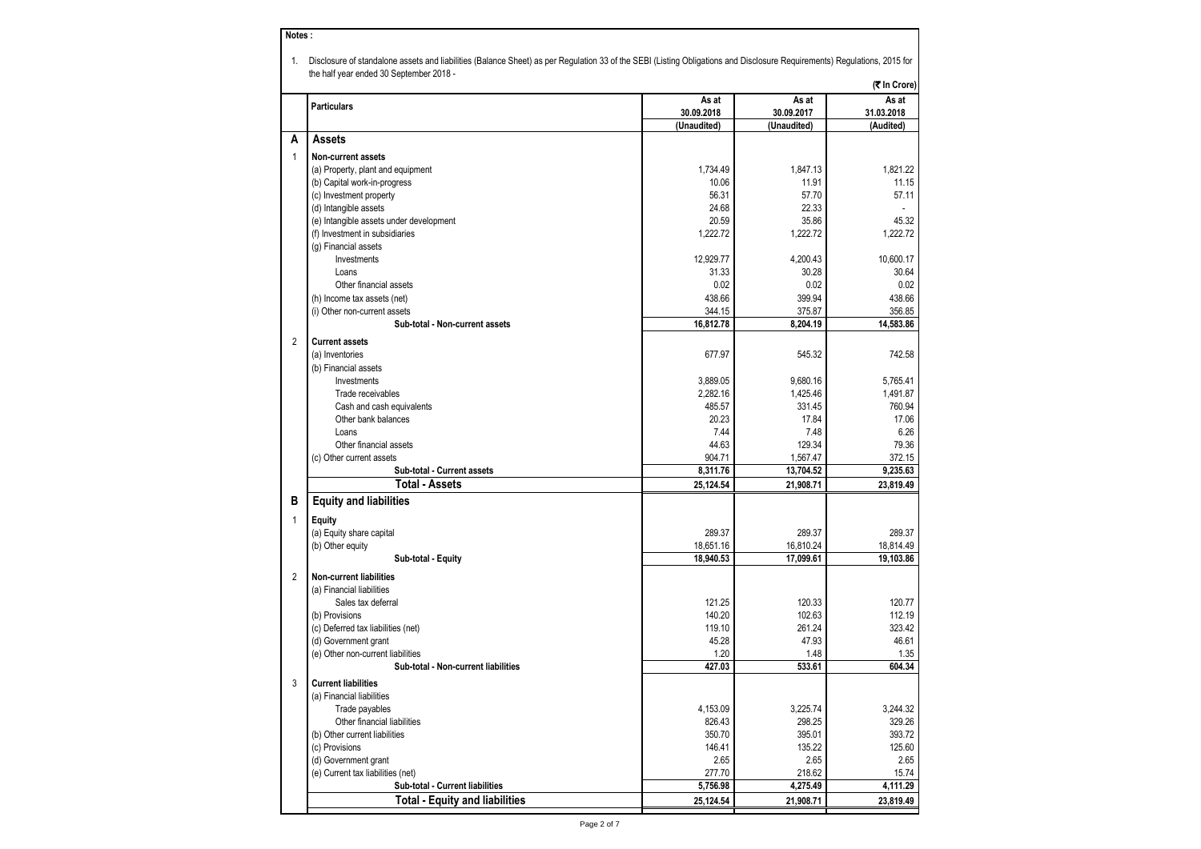**Notes :**

1. Disclosure of standalone assets and liabilities (Balance Sheet) as per Regulation 33 of the SEBI (Listing Obligations and Disclosure Requirements) Regulations, 2015 for the half year ended 30 September 2018 -

(₹ In Crore)

| | Particulars | As at 30.09.2018 (Unaudited) | As at 30.09.2017 (Unaudited) | As at 31.03.2018 (Audited) |
|---|---|---|---|---|
| **A** | **Assets** | | | |
| 1 | **Non-current assets** | | | |
| | (a) Property, plant and equipment | 1,734.49 | 1,847.13 | 1,821.22 |
| | (b) Capital work-in-progress | 10.06 | 11.91 | 11.15 |
| | (c) Investment property | 56.31 | 57.70 | 57.11 |
| | (d) Intangible assets | 24.68 | 22.33 | - |
| | (e) Intangible assets under development | 20.59 | 35.86 | 45.32 |
| | (f) Investment in subsidiaries | 1,222.72 | 1,222.72 | 1,222.72 |
| | (g) Financial assets | | | |
| | Investments | 12,929.77 | 4,200.43 | 10,600.17 |
| | Loans | 31.33 | 30.28 | 30.64 |
| | Other financial assets | 0.02 | 0.02 | 0.02 |
| | (h) Income tax assets (net) | 438.66 | 399.94 | 438.66 |
| | (i) Other non-current assets | 344.15 | 375.87 | 356.85 |
| | **Sub-total - Non-current assets** | **16,812.78** | **8,204.19** | **14,583.86** |
| 2 | **Current assets** | | | |
| | (a) Inventories | 677.97 | 545.32 | 742.58 |
| | (b) Financial assets | | | |
| | Investments | 3,889.05 | 9,680.16 | 5,765.41 |
| | Trade receivables | 2,282.16 | 1,425.46 | 1,491.87 |
| | Cash and cash equivalents | 485.57 | 331.45 | 760.94 |
| | Other bank balances | 20.23 | 17.84 | 17.06 |
| | Loans | 7.44 | 7.48 | 6.26 |
| | Other financial assets | 44.63 | 129.34 | 79.36 |
| | (c) Other current assets | 904.71 | 1,567.47 | 372.15 |
| | **Sub-total - Current assets** | **8,311.76** | **13,704.52** | **9,235.63** |
| | **Total - Assets** | **25,124.54** | **21,908.71** | **23,819.49** |
| **B** | **Equity and liabilities** | | | |
| 1 | **Equity** | | | |
| | (a) Equity share capital | 289.37 | 289.37 | 289.37 |
| | (b) Other equity | 18,651.16 | 16,810.24 | 18,814.49 |
| | **Sub-total - Equity** | **18,940.53** | **17,099.61** | **19,103.86** |
| 2 | **Non-current liabilities** | | | |
| | (a) Financial liabilities | | | |
| | Sales tax deferral | 121.25 | 120.33 | 120.77 |
| | (b) Provisions | 140.20 | 102.63 | 112.19 |
| | (c) Deferred tax liabilities (net) | 119.10 | 261.24 | 323.42 |
| | (d) Government grant | 45.28 | 47.93 | 46.61 |
| | (e) Other non-current liabilities | 1.20 | 1.48 | 1.35 |
| | **Sub-total - Non-current liabilities** | **427.03** | **533.61** | **604.34** |
| 3 | **Current liabilities** | | | |
| | (a) Financial liabilities | | | |
| | Trade payables | 4,153.09 | 3,225.74 | 3,244.32 |
| | Other financial liabilities | 826.43 | 298.25 | 329.26 |
| | (b) Other current liabilities | 350.70 | 395.01 | 393.72 |
| | (c) Provisions | 146.41 | 135.22 | 125.60 |
| | (d) Government grant | 2.65 | 2.65 | 2.65 |
| | (e) Current tax liabilities (net) | 277.70 | 218.62 | 15.74 |
| | **Sub-total - Current liabilities** | **5,756.98** | **4,275.49** | **4,111.29** |
| | **Total - Equity and liabilities** | **25,124.54** | **21,908.71** | **23,819.49** |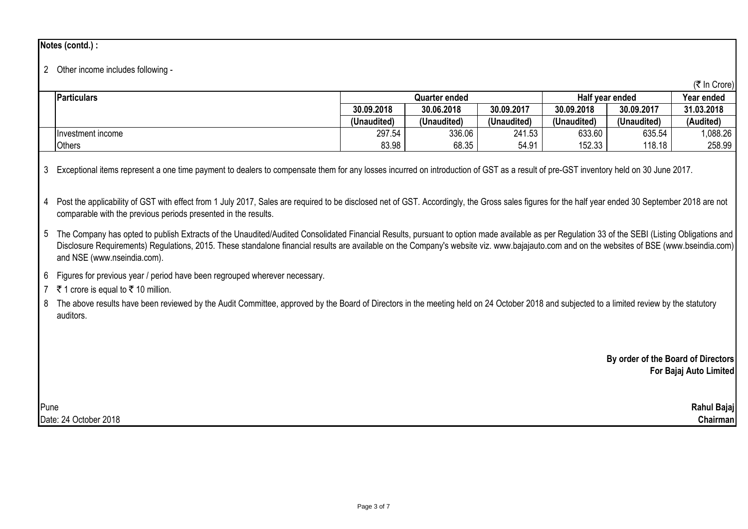**Notes (contd.) :**

2 Other income includes following -

(₹ In Crore)

| Particulars | Quarter ended | | | Half year ended | | Year ended |
|---|---|---|---|---|---|---|
| | 30.09.2018 | 30.06.2018 | 30.09.2017 | 30.09.2018 | 30.09.2017 | 31.03.2018 |
| | (Unaudited) | (Unaudited) | (Unaudited) | (Unaudited) | (Unaudited) | (Audited) |
| Investment income | 297.54 | 336.06 | 241.53 | 633.60 | 635.54 | 1,088.26 |
| Others | 83.98 | 68.35 | 54.91 | 152.33 | 118.18 | 258.99 |

3 Exceptional items represent a one time payment to dealers to compensate them for any losses incurred on introduction of GST as a result of pre-GST inventory held on 30 June 2017.

4 Post the applicability of GST with effect from 1 July 2017, Sales are required to be disclosed net of GST. Accordingly, the Gross sales figures for the half year ended 30 September 2018 are not comparable with the previous periods presented in the results.

5 The Company has opted to publish Extracts of the Unaudited/Audited Consolidated Financial Results, pursuant to option made available as per Regulation 33 of the SEBI (Listing Obligations and Disclosure Requirements) Regulations, 2015. These standalone financial results are available on the Company's website viz. www.bajajauto.com and on the websites of BSE (www.bseindia.com) and NSE (www.nseindia.com).

6 Figures for previous year / period have been regrouped wherever necessary.

7 ₹ 1 crore is equal to ₹ 10 million.

8 The above results have been reviewed by the Audit Committee, approved by the Board of Directors in the meeting held on 24 October 2018 and subjected to a limited review by the statutory auditors.

**By order of the Board of Directors**
**For Bajaj Auto Limited**

Pune
Date: 24 October 2018

**Rahul Bajaj**
**Chairman**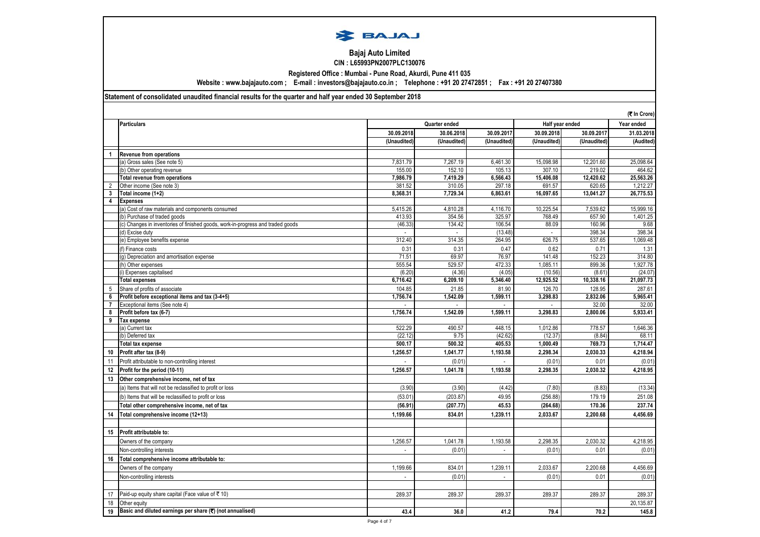# Bajaj Auto Limited

**CIN : L65993PN2007PLC130076**

**Registered Office : Mumbai - Pune Road, Akurdi, Pune 411 035**

**Website : www.bajajauto.com ; E-mail : investors@bajajauto.co.in ; Telephone : +91 20 27472851 ; Fax : +91 20 27407380**

**Statement of consolidated unaudited financial results for the quarter and half year ended 30 September 2018**

**(₹ In Crore)**

| | Particulars | Quarter ended | | | Half year ended | | Year ended |
|---|---|---|---|---|---|---|---|
| | | 30.09.2018 | 30.06.2018 | 30.09.2017 | 30.09.2018 | 30.09.2017 | 31.03.2018 |
| | | (Unaudited) | (Unaudited) | (Unaudited) | (Unaudited) | (Unaudited) | (Audited) |
| 1 | **Revenue from operations** | | | | | | |
| | (a) Gross sales (See note 5) | 7,831.79 | 7,267.19 | 6,461.30 | 15,098.98 | 12,201.60 | 25,098.64 |
| | (b) Other operating revenue | 155.00 | 152.10 | 105.13 | 307.10 | 219.02 | 464.62 |
| | **Total revenue from operations** | **7,986.79** | **7,419.29** | **6,566.43** | **15,406.08** | **12,420.62** | **25,563.26** |
| 2 | Other income (See note 3) | 381.52 | 310.05 | 297.18 | 691.57 | 620.65 | 1,212.27 |
| 3 | **Total income (1+2)** | **8,368.31** | **7,729.34** | **6,863.61** | **16,097.65** | **13,041.27** | **26,775.53** |
| 4 | **Expenses** | | | | | | |
| | (a) Cost of raw materials and components consumed | 5,415.26 | 4,810.28 | 4,116.70 | 10,225.54 | 7,539.62 | 15,999.16 |
| | (b) Purchase of traded goods | 413.93 | 354.56 | 325.97 | 768.49 | 657.90 | 1,401.25 |
| | (c) Changes in inventories of finished goods, work-in-progress and traded goods | (46.33) | 134.42 | 106.54 | 88.09 | 160.96 | 9.68 |
| | (d) Excise duty | - | - | (13.48) | - | 398.34 | 398.34 |
| | (e) Employee benefits expense | 312.40 | 314.35 | 264.95 | 626.75 | 537.65 | 1,069.48 |
| | (f) Finance costs | 0.31 | 0.31 | 0.47 | 0.62 | 0.71 | 1.31 |
| | (g) Depreciation and amortisation expense | 71.51 | 69.97 | 76.97 | 141.48 | 152.23 | 314.80 |
| | (h) Other expenses | 555.54 | 529.57 | 472.33 | 1,085.11 | 899.36 | 1,927.78 |
| | (i) Expenses capitalised | (6.20) | (4.36) | (4.05) | (10.56) | (8.61) | (24.07) |
| | **Total expenses** | **6,716.42** | **6,209.10** | **5,346.40** | **12,925.52** | **10,338.16** | **21,097.73** |
| 5 | Share of profits of associate | 104.85 | 21.85 | 81.90 | 126.70 | 128.95 | 287.61 |
| 6 | **Profit before exceptional items and tax (3-4+5)** | **1,756.74** | **1,542.09** | **1,599.11** | **3,298.83** | **2,832.06** | **5,965.41** |
| 7 | Exceptional items (See note 4) | - | - | - | - | 32.00 | 32.00 |
| 8 | **Profit before tax (6-7)** | **1,756.74** | **1,542.09** | **1,599.11** | **3,298.83** | **2,800.06** | **5,933.41** |
| 9 | **Tax expense** | | | | | | |
| | (a) Current tax | 522.29 | 490.57 | 448.15 | 1,012.86 | 778.57 | 1,646.36 |
| | (b) Deferred tax | (22.12) | 9.75 | (42.62) | (12.37) | (8.84) | 68.11 |
| | **Total tax expense** | **500.17** | **500.32** | **405.53** | **1,000.49** | **769.73** | **1,714.47** |
| 10 | **Profit after tax (8-9)** | **1,256.57** | **1,041.77** | **1,193.58** | **2,298.34** | **2,030.33** | **4,218.94** |
| 11 | Profit attributable to non-controlling interest | - | (0.01) | - | (0.01) | 0.01 | (0.01) |
| 12 | **Profit for the period (10-11)** | **1,256.57** | **1,041.78** | **1,193.58** | **2,298.35** | **2,030.32** | **4,218.95** |
| 13 | **Other comprehensive income, net of tax** | | | | | | |
| | (a) Items that will not be reclassified to profit or loss | (3.90) | (3.90) | (4.42) | (7.80) | (8.83) | (13.34) |
| | (b) Items that will be reclassified to profit or loss | (53.01) | (203.87) | 49.95 | (256.88) | 179.19 | 251.08 |
| | **Total other comprehensive income, net of tax** | **(56.91)** | **(207.77)** | **45.53** | **(264.68)** | **170.36** | **237.74** |
| 14 | **Total comprehensive income (12+13)** | **1,199.66** | **834.01** | **1,239.11** | **2,033.67** | **2,200.68** | **4,456.69** |
| 15 | **Profit attributable to:** | | | | | | |
| | Owners of the company | 1,256.57 | 1,041.78 | 1,193.58 | 2,298.35 | 2,030.32 | 4,218.95 |
| | Non-controlling interests | - | (0.01) | - | (0.01) | 0.01 | (0.01) |
| 16 | **Total comprehensive income attributable to:** | | | | | | |
| | Owners of the company | 1,199.66 | 834.01 | 1,239.11 | 2,033.67 | 2,200.68 | 4,456.69 |
| | Non-controlling interests | - | (0.01) | - | (0.01) | 0.01 | (0.01) |
| 17 | Paid-up equity share capital (Face value of ₹ 10) | 289.37 | 289.37 | 289.37 | 289.37 | 289.37 | 289.37 |
| 18 | Other equity | | | | | | 20,135.87 |
| 19 | **Basic and diluted earnings per share (₹) (not annualised)** | **43.4** | **36.0** | **41.2** | **79.4** | **70.2** | **145.8** |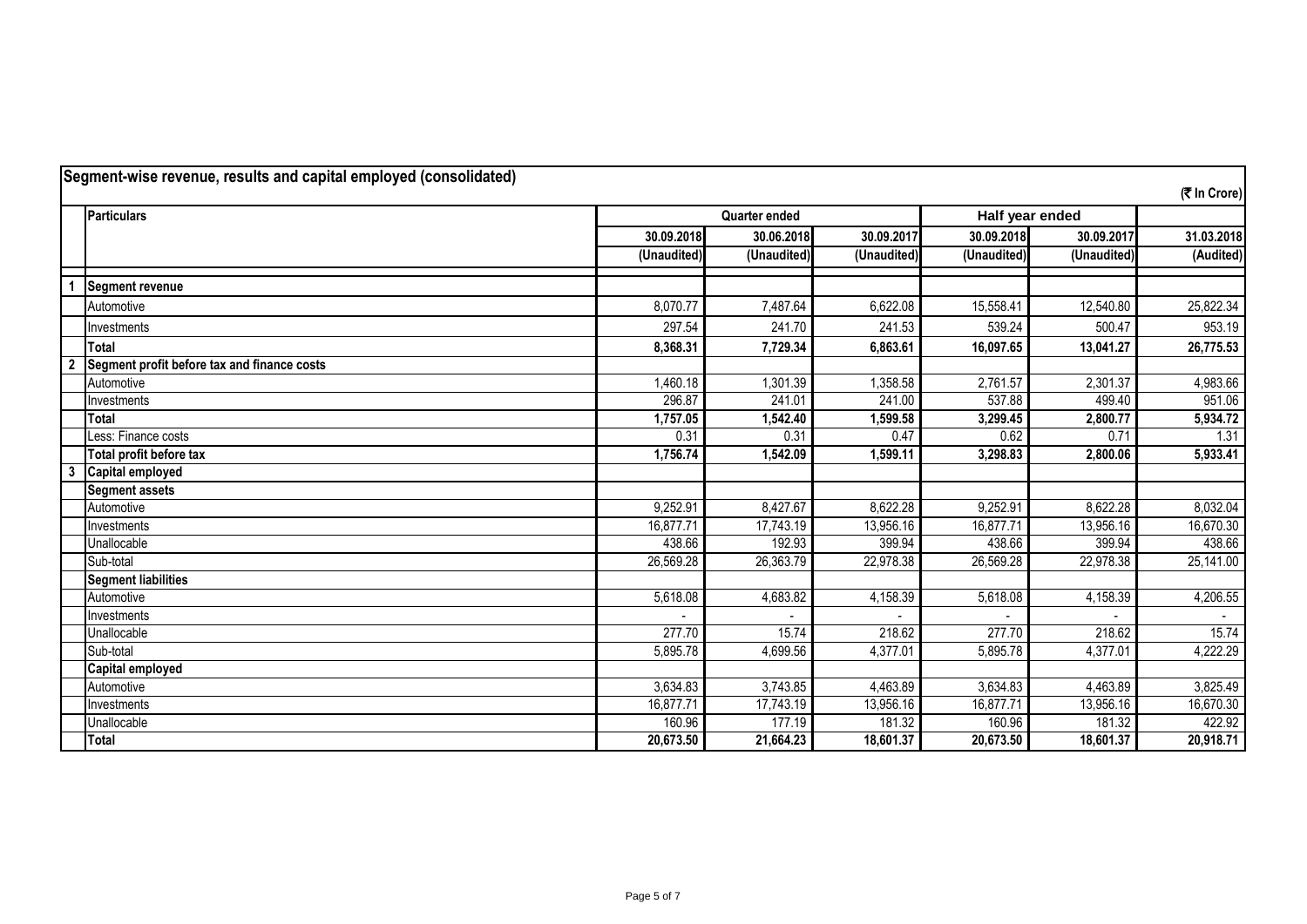## Segment-wise revenue, results and capital employed (consolidated)

(₹ In Crore)

| | Particulars | Quarter ended | | | Half year ended | | |
|---|---|---|---|---|---|---|---|
| | | 30.09.2018 | 30.06.2018 | 30.09.2017 | 30.09.2018 | 30.09.2017 | 31.03.2018 |
| | | (Unaudited) | (Unaudited) | (Unaudited) | (Unaudited) | (Unaudited) | (Audited) |
| 1 | **Segment revenue** | | | | | | |
| | Automotive | 8,070.77 | 7,487.64 | 6,622.08 | 15,558.41 | 12,540.80 | 25,822.34 |
| | Investments | 297.54 | 241.70 | 241.53 | 539.24 | 500.47 | 953.19 |
| | **Total** | **8,368.31** | **7,729.34** | **6,863.61** | **16,097.65** | **13,041.27** | **26,775.53** |
| 2 | **Segment profit before tax and finance costs** | | | | | | |
| | Automotive | 1,460.18 | 1,301.39 | 1,358.58 | 2,761.57 | 2,301.37 | 4,983.66 |
| | Investments | 296.87 | 241.01 | 241.00 | 537.88 | 499.40 | 951.06 |
| | **Total** | **1,757.05** | **1,542.40** | **1,599.58** | **3,299.45** | **2,800.77** | **5,934.72** |
| | Less: Finance costs | 0.31 | 0.31 | 0.47 | 0.62 | 0.71 | 1.31 |
| | **Total profit before tax** | **1,756.74** | **1,542.09** | **1,599.11** | **3,298.83** | **2,800.06** | **5,933.41** |
| 3 | **Capital employed** | | | | | | |
| | **Segment assets** | | | | | | |
| | Automotive | 9,252.91 | 8,427.67 | 8,622.28 | 9,252.91 | 8,622.28 | 8,032.04 |
| | Investments | 16,877.71 | 17,743.19 | 13,956.16 | 16,877.71 | 13,956.16 | 16,670.30 |
| | Unallocable | 438.66 | 192.93 | 399.94 | 438.66 | 399.94 | 438.66 |
| | Sub-total | 26,569.28 | 26,363.79 | 22,978.38 | 26,569.28 | 22,978.38 | 25,141.00 |
| | **Segment liabilities** | | | | | | |
| | Automotive | 5,618.08 | 4,683.82 | 4,158.39 | 5,618.08 | 4,158.39 | 4,206.55 |
| | Investments | - | - | - | - | - | - |
| | Unallocable | 277.70 | 15.74 | 218.62 | 277.70 | 218.62 | 15.74 |
| | Sub-total | 5,895.78 | 4,699.56 | 4,377.01 | 5,895.78 | 4,377.01 | 4,222.29 |
| | **Capital employed** | | | | | | |
| | Automotive | 3,634.83 | 3,743.85 | 4,463.89 | 3,634.83 | 4,463.89 | 3,825.49 |
| | Investments | 16,877.71 | 17,743.19 | 13,956.16 | 16,877.71 | 13,956.16 | 16,670.30 |
| | Unallocable | 160.96 | 177.19 | 181.32 | 160.96 | 181.32 | 422.92 |
| | **Total** | **20,673.50** | **21,664.23** | **18,601.37** | **20,673.50** | **18,601.37** | **20,918.71** |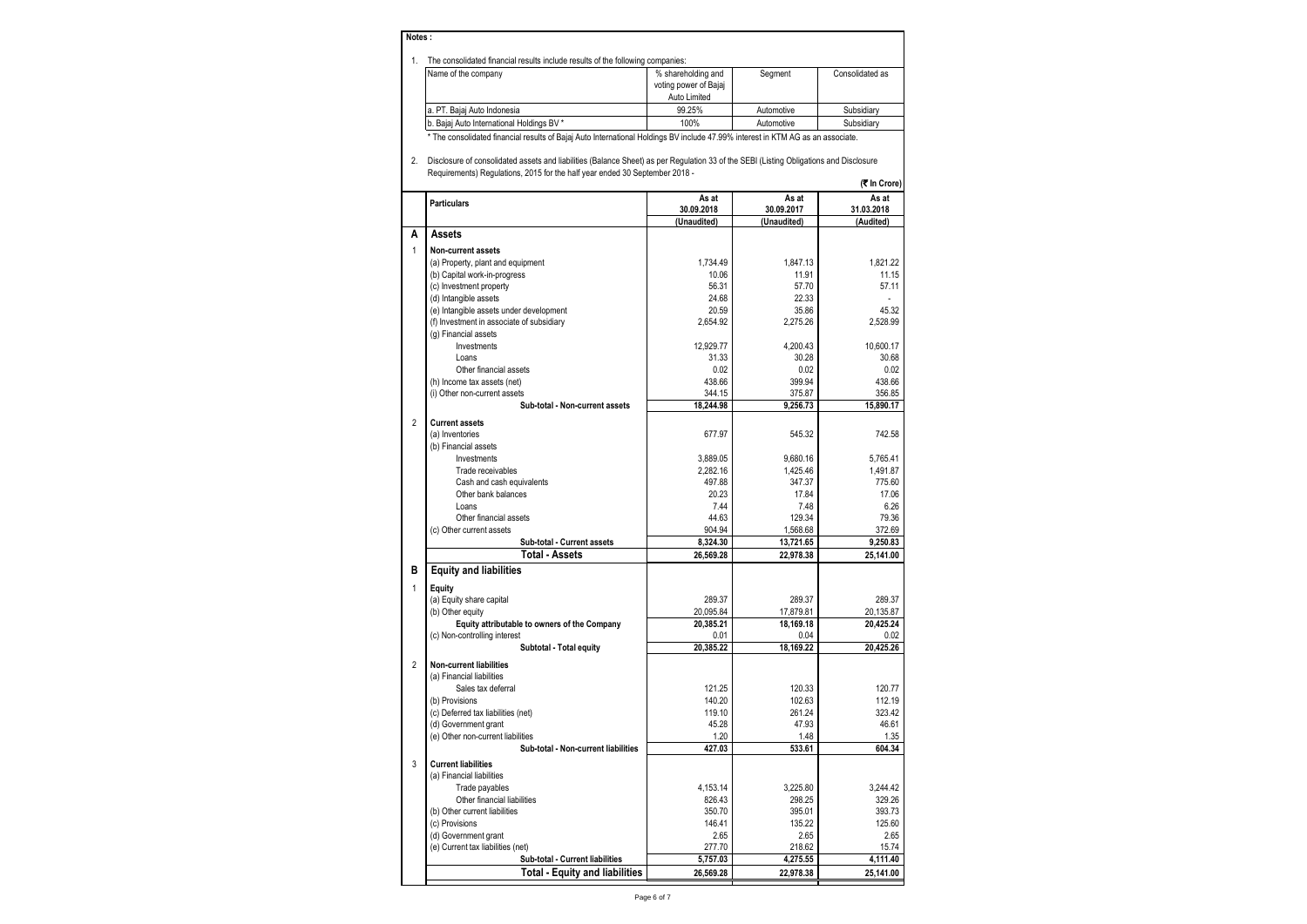**Notes :**

1. The consolidated financial results include results of the following companies:

| Name of the company | % shareholding and voting power of Bajaj Auto Limited | Segment | Consolidated as |
|---|---|---|---|
| a. PT. Bajaj Auto Indonesia | 99.25% | Automotive | Subsidiary |
| b. Bajaj Auto International Holdings BV * | 100% | Automotive | Subsidiary |

\* The consolidated financial results of Bajaj Auto International Holdings BV include 47.99% interest in KTM AG as an associate.

2. Disclosure of consolidated assets and liabilities (Balance Sheet) as per Regulation 33 of the SEBI (Listing Obligations and Disclosure Requirements) Regulations, 2015 for the half year ended 30 September 2018 -

(₹ In Crore)

| | Particulars | As at 30.09.2018 (Unaudited) | As at 30.09.2017 (Unaudited) | As at 31.03.2018 (Audited) |
|---|---|---|---|---|
| **A** | **Assets** | | | |
| 1 | **Non-current assets** | | | |
| | (a) Property, plant and equipment | 1,734.49 | 1,847.13 | 1,821.22 |
| | (b) Capital work-in-progress | 10.06 | 11.91 | 11.15 |
| | (c) Investment property | 56.31 | 57.70 | 57.11 |
| | (d) Intangible assets | 24.68 | 22.33 | - |
| | (e) Intangible assets under development | 20.59 | 35.86 | 45.32 |
| | (f) Investment in associate of subsidiary | 2,654.92 | 2,275.26 | 2,528.99 |
| | (g) Financial assets | | | |
| | Investments | 12,929.77 | 4,200.43 | 10,600.17 |
| | Loans | 31.33 | 30.28 | 30.68 |
| | Other financial assets | 0.02 | 0.02 | 0.02 |
| | (h) Income tax assets (net) | 438.66 | 399.94 | 438.66 |
| | (i) Other non-current assets | 344.15 | 375.87 | 356.85 |
| | **Sub-total - Non-current assets** | **18,244.98** | **9,256.73** | **15,890.17** |
| 2 | **Current assets** | | | |
| | (a) Inventories | 677.97 | 545.32 | 742.58 |
| | (b) Financial assets | | | |
| | Investments | 3,889.05 | 9,680.16 | 5,765.41 |
| | Trade receivables | 2,282.16 | 1,425.46 | 1,491.87 |
| | Cash and cash equivalents | 497.88 | 347.37 | 775.60 |
| | Other bank balances | 20.23 | 17.84 | 17.06 |
| | Loans | 7.44 | 7.48 | 6.26 |
| | Other financial assets | 44.63 | 129.34 | 79.36 |
| | (c) Other current assets | 904.94 | 1,568.68 | 372.69 |
| | **Sub-total - Current assets** | **8,324.30** | **13,721.65** | **9,250.83** |
| | **Total - Assets** | **26,569.28** | **22,978.38** | **25,141.00** |
| **B** | **Equity and liabilities** | | | |
| 1 | **Equity** | | | |
| | (a) Equity share capital | 289.37 | 289.37 | 289.37 |
| | (b) Other equity | 20,095.84 | 17,879.81 | 20,135.87 |
| | **Equity attributable to owners of the Company** | **20,385.21** | **18,169.18** | **20,425.24** |
| | (c) Non-controlling interest | 0.01 | 0.04 | 0.02 |
| | **Subtotal - Total equity** | **20,385.22** | **18,169.22** | **20,425.26** |
| 2 | **Non-current liabilities** | | | |
| | (a) Financial liabilities | | | |
| | Sales tax deferral | 121.25 | 120.33 | 120.77 |
| | (b) Provisions | 140.20 | 102.63 | 112.19 |
| | (c) Deferred tax liabilities (net) | 119.10 | 261.24 | 323.42 |
| | (d) Government grant | 45.28 | 47.93 | 46.61 |
| | (e) Other non-current liabilities | 1.20 | 1.48 | 1.35 |
| | **Sub-total - Non-current liabilities** | **427.03** | **533.61** | **604.34** |
| 3 | **Current liabilities** | | | |
| | (a) Financial liabilities | | | |
| | Trade payables | 4,153.14 | 3,225.80 | 3,244.42 |
| | Other financial liabilities | 826.43 | 298.25 | 329.26 |
| | (b) Other current liabilities | 350.70 | 395.01 | 393.73 |
| | (c) Provisions | 146.41 | 135.22 | 125.60 |
| | (d) Government grant | 2.65 | 2.65 | 2.65 |
| | (e) Current tax liabilities (net) | 277.70 | 218.62 | 15.74 |
| | **Sub-total - Current liabilities** | **5,757.03** | **4,275.55** | **4,111.40** |
| | **Total - Equity and liabilities** | **26,569.28** | **22,978.38** | **25,141.00** |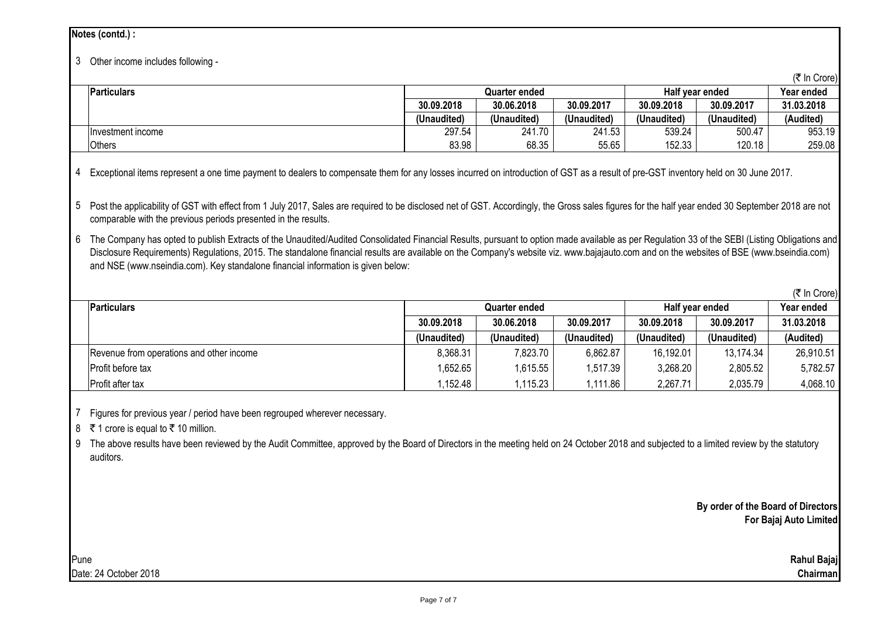**Notes (contd.) :**

3 Other income includes following -

(₹ In Crore)

| Particulars | Quarter ended | | | Half year ended | | Year ended |
|---|---|---|---|---|---|---|
| | 30.09.2018 | 30.06.2018 | 30.09.2017 | 30.09.2018 | 30.09.2017 | 31.03.2018 |
| | (Unaudited) | (Unaudited) | (Unaudited) | (Unaudited) | (Unaudited) | (Audited) |
| Investment income | 297.54 | 241.70 | 241.53 | 539.24 | 500.47 | 953.19 |
| Others | 83.98 | 68.35 | 55.65 | 152.33 | 120.18 | 259.08 |

4 Exceptional items represent a one time payment to dealers to compensate them for any losses incurred on introduction of GST as a result of pre-GST inventory held on 30 June 2017.

5 Post the applicability of GST with effect from 1 July 2017, Sales are required to be disclosed net of GST. Accordingly, the Gross sales figures for the half year ended 30 September 2018 are not comparable with the previous periods presented in the results.

6 The Company has opted to publish Extracts of the Unaudited/Audited Consolidated Financial Results, pursuant to option made available as per Regulation 33 of the SEBI (Listing Obligations and Disclosure Requirements) Regulations, 2015. The standalone financial results are available on the Company's website viz. www.bajajauto.com and on the websites of BSE (www.bseindia.com) and NSE (www.nseindia.com). Key standalone financial information is given below:

(₹ In Crore)

| Particulars | Quarter ended | | | Half year ended | | Year ended |
|---|---|---|---|---|---|---|
| | 30.09.2018 | 30.06.2018 | 30.09.2017 | 30.09.2018 | 30.09.2017 | 31.03.2018 |
| | (Unaudited) | (Unaudited) | (Unaudited) | (Unaudited) | (Unaudited) | (Audited) |
| Revenue from operations and other income | 8,368.31 | 7,823.70 | 6,862.87 | 16,192.01 | 13,174.34 | 26,910.51 |
| Profit before tax | 1,652.65 | 1,615.55 | 1,517.39 | 3,268.20 | 2,805.52 | 5,782.57 |
| Profit after tax | 1,152.48 | 1,115.23 | 1,111.86 | 2,267.71 | 2,035.79 | 4,068.10 |

7 Figures for previous year / period have been regrouped wherever necessary.

8 ₹ 1 crore is equal to ₹ 10 million.

9 The above results have been reviewed by the Audit Committee, approved by the Board of Directors in the meeting held on 24 October 2018 and subjected to a limited review by the statutory auditors.

**By order of the Board of Directors**
**For Bajaj Auto Limited**

Pune
Date: 24 October 2018

**Rahul Bajaj**
**Chairman**